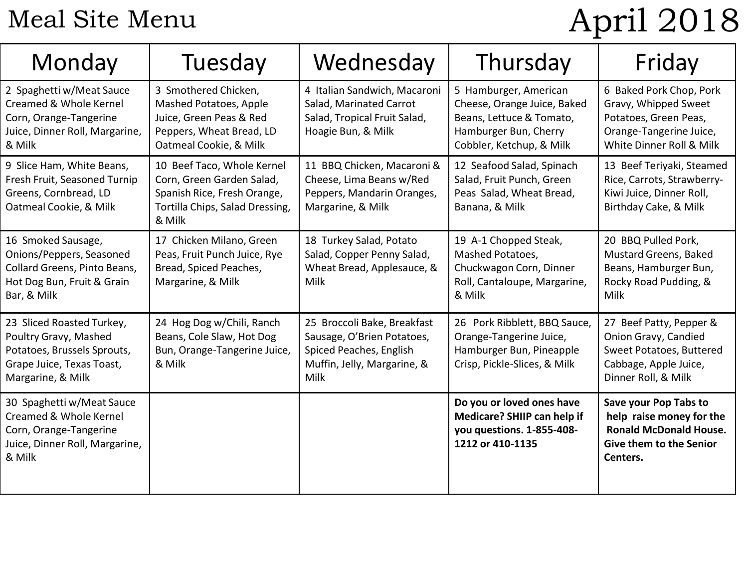# Meal Site Menu

# April 2018

| Monday | Tuesday | Wednesday | Thursday | Friday |
|---|---|---|---|---|
| 2 Spaghetti w/Meat Sauce Creamed & Whole Kernel Corn, Orange-Tangerine Juice, Dinner Roll, Margarine, & Milk | 3 Smothered Chicken, Mashed Potatoes, Apple Juice, Green Peas & Red Peppers, Wheat Bread, LD Oatmeal Cookie, & Milk | 4 Italian Sandwich, Macaroni Salad, Marinated Carrot Salad, Tropical Fruit Salad, Hoagie Bun, & Milk | 5 Hamburger, American Cheese, Orange Juice, Baked Beans, Lettuce & Tomato, Hamburger Bun, Cherry Cobbler, Ketchup, & Milk | 6 Baked Pork Chop, Pork Gravy, Whipped Sweet Potatoes, Green Peas, Orange-Tangerine Juice, White Dinner Roll & Milk |
| 9 Slice Ham, White Beans, Fresh Fruit, Seasoned Turnip Greens, Cornbread, LD Oatmeal Cookie, & Milk | 10 Beef Taco, Whole Kernel Corn, Green Garden Salad, Spanish Rice, Fresh Orange, Tortilla Chips, Salad Dressing, & Milk | 11 BBQ Chicken, Macaroni & Cheese, Lima Beans w/Red Peppers, Mandarin Oranges, Margarine, & Milk | 12 Seafood Salad, Spinach Salad, Fruit Punch, Green Peas Salad, Wheat Bread, Banana, & Milk | 13 Beef Teriyaki, Steamed Rice, Carrots, Strawberry-Kiwi Juice, Dinner Roll, Birthday Cake, & Milk |
| 16 Smoked Sausage, Onions/Peppers, Seasoned Collard Greens, Pinto Beans, Hot Dog Bun, Fruit & Grain Bar, & Milk | 17 Chicken Milano, Green Peas, Fruit Punch Juice, Rye Bread, Spiced Peaches, Margarine, & Milk | 18 Turkey Salad, Potato Salad, Copper Penny Salad, Wheat Bread, Applesauce, & Milk | 19 A-1 Chopped Steak, Mashed Potatoes, Chuckwagon Corn, Dinner Roll, Cantaloupe, Margarine, & Milk | 20 BBQ Pulled Pork, Mustard Greens, Baked Beans, Hamburger Bun, Rocky Road Pudding, & Milk |
| 23 Sliced Roasted Turkey, Poultry Gravy, Mashed Potatoes, Brussels Sprouts, Grape Juice, Texas Toast, Margarine, & Milk | 24 Hog Dog w/Chili, Ranch Beans, Cole Slaw, Hot Dog Bun, Orange-Tangerine Juice, & Milk | 25 Broccoli Bake, Breakfast Sausage, O'Brien Potatoes, Spiced Peaches, English Muffin, Jelly, Margarine, & Milk | 26 Pork Ribblett, BBQ Sauce, Orange-Tangerine Juice, Hamburger Bun, Pineapple Crisp, Pickle-Slices, & Milk | 27 Beef Patty, Pepper & Onion Gravy, Candied Sweet Potatoes, Buttered Cabbage, Apple Juice, Dinner Roll, & Milk |
| 30 Spaghetti w/Meat Sauce Creamed & Whole Kernel Corn, Orange-Tangerine Juice, Dinner Roll, Margarine, & Milk | | | **Do you or loved ones have Medicare? SHIIP can help if you questions. 1-855-408-1212 or 410-1135** | **Save your Pop Tabs to help raise money for the Ronald McDonald House. Give them to the Senior Centers.** |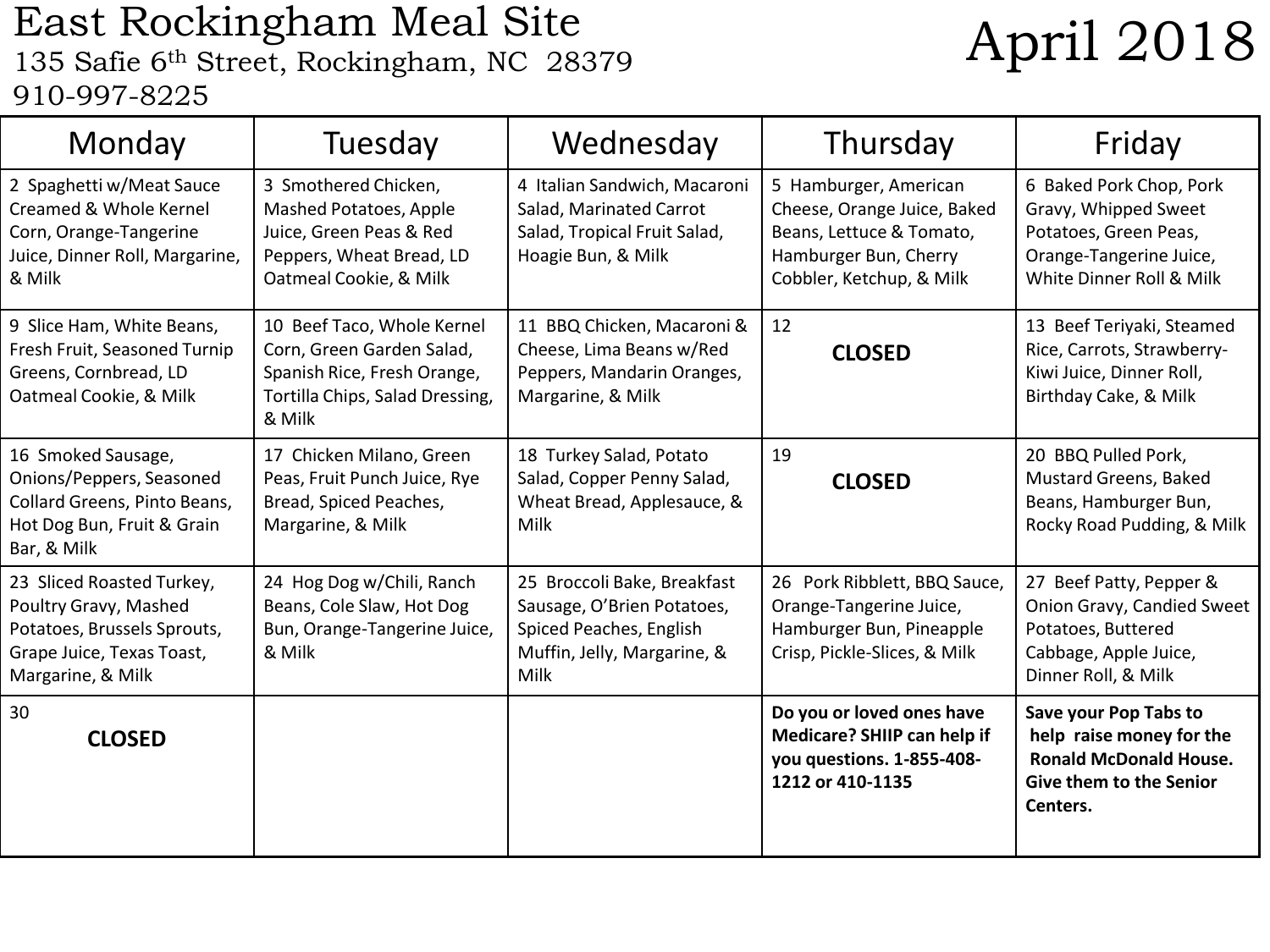# East Rockingham Meal Site

135 Safie 6th Street, Rockingham, NC 28379

910-997-8225

# April 2018

| Monday | Tuesday | Wednesday | Thursday | Friday |
|---|---|---|---|---|
| 2 Spaghetti w/Meat Sauce Creamed & Whole Kernel Corn, Orange-Tangerine Juice, Dinner Roll, Margarine, & Milk | 3 Smothered Chicken, Mashed Potatoes, Apple Juice, Green Peas & Red Peppers, Wheat Bread, LD Oatmeal Cookie, & Milk | 4 Italian Sandwich, Macaroni Salad, Marinated Carrot Salad, Tropical Fruit Salad, Hoagie Bun, & Milk | 5 Hamburger, American Cheese, Orange Juice, Baked Beans, Lettuce & Tomato, Hamburger Bun, Cherry Cobbler, Ketchup, & Milk | 6 Baked Pork Chop, Pork Gravy, Whipped Sweet Potatoes, Green Peas, Orange-Tangerine Juice, White Dinner Roll & Milk |
| 9 Slice Ham, White Beans, Fresh Fruit, Seasoned Turnip Greens, Cornbread, LD Oatmeal Cookie, & Milk | 10 Beef Taco, Whole Kernel Corn, Green Garden Salad, Spanish Rice, Fresh Orange, Tortilla Chips, Salad Dressing, & Milk | 11 BBQ Chicken, Macaroni & Cheese, Lima Beans w/Red Peppers, Mandarin Oranges, Margarine, & Milk | 12 **CLOSED** | 13 Beef Teriyaki, Steamed Rice, Carrots, Strawberry-Kiwi Juice, Dinner Roll, Birthday Cake, & Milk |
| 16 Smoked Sausage, Onions/Peppers, Seasoned Collard Greens, Pinto Beans, Hot Dog Bun, Fruit & Grain Bar, & Milk | 17 Chicken Milano, Green Peas, Fruit Punch Juice, Rye Bread, Spiced Peaches, Margarine, & Milk | 18 Turkey Salad, Potato Salad, Copper Penny Salad, Wheat Bread, Applesauce, & Milk | 19 **CLOSED** | 20 BBQ Pulled Pork, Mustard Greens, Baked Beans, Hamburger Bun, Rocky Road Pudding, & Milk |
| 23 Sliced Roasted Turkey, Poultry Gravy, Mashed Potatoes, Brussels Sprouts, Grape Juice, Texas Toast, Margarine, & Milk | 24 Hog Dog w/Chili, Ranch Beans, Cole Slaw, Hot Dog Bun, Orange-Tangerine Juice, & Milk | 25 Broccoli Bake, Breakfast Sausage, O'Brien Potatoes, Spiced Peaches, English Muffin, Jelly, Margarine, & Milk | 26 Pork Ribblett, BBQ Sauce, Orange-Tangerine Juice, Hamburger Bun, Pineapple Crisp, Pickle-Slices, & Milk | 27 Beef Patty, Pepper & Onion Gravy, Candied Sweet Potatoes, Buttered Cabbage, Apple Juice, Dinner Roll, & Milk |
| 30 **CLOSED** | | | **Do you or loved ones have Medicare? SHIIP can help if you questions. 1-855-408-1212 or 410-1135** | **Save your Pop Tabs to help raise money for the Ronald McDonald House. Give them to the Senior Centers.** |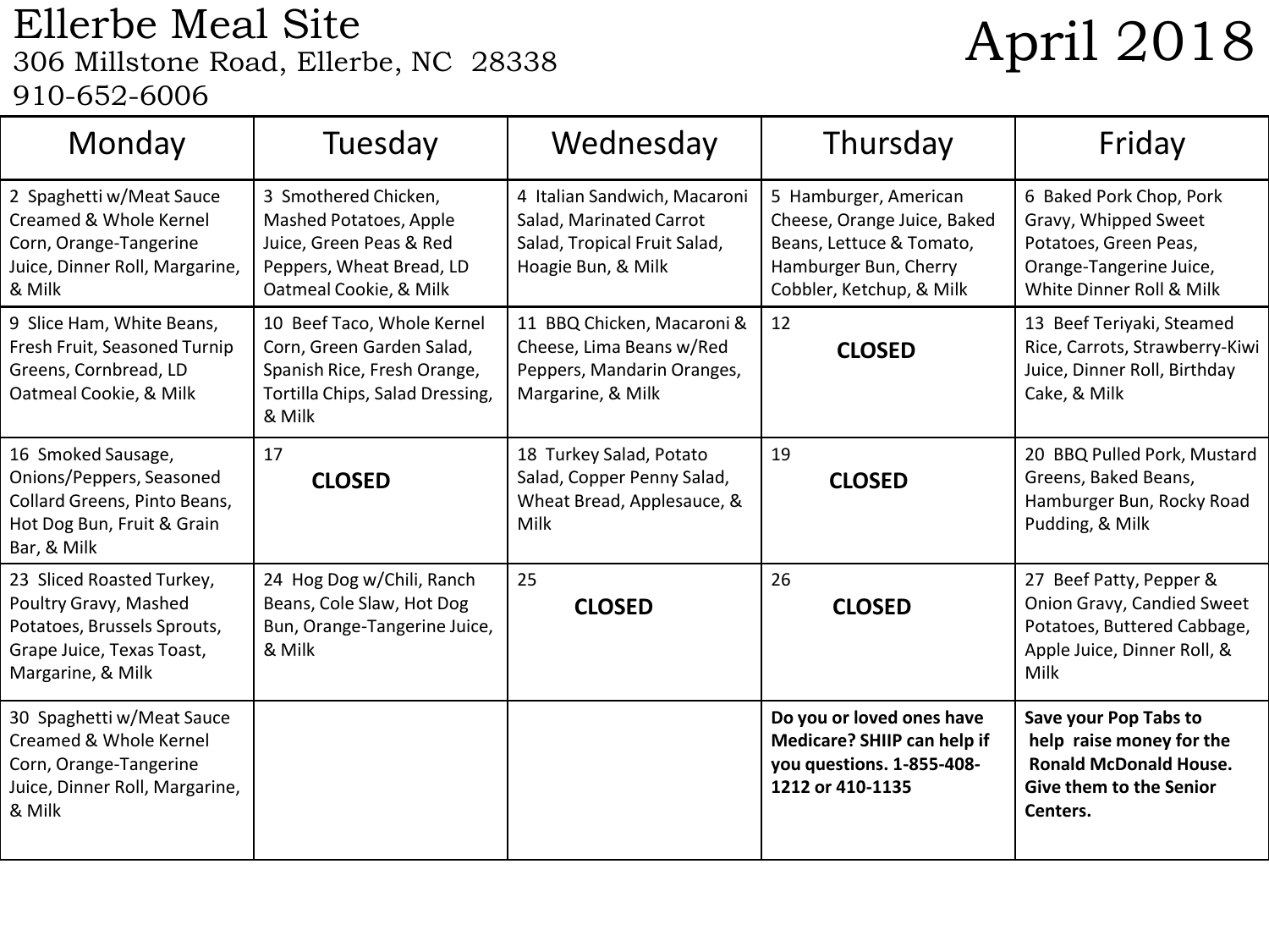# Ellerbe Meal Site

306 Millstone Road, Ellerbe, NC 28338

910-652-6006

# April 2018

| Monday | Tuesday | Wednesday | Thursday | Friday |
|---|---|---|---|---|
| 2 Spaghetti w/Meat Sauce Creamed & Whole Kernel Corn, Orange-Tangerine Juice, Dinner Roll, Margarine, & Milk | 3 Smothered Chicken, Mashed Potatoes, Apple Juice, Green Peas & Red Peppers, Wheat Bread, LD Oatmeal Cookie, & Milk | 4 Italian Sandwich, Macaroni Salad, Marinated Carrot Salad, Tropical Fruit Salad, Hoagie Bun, & Milk | 5 Hamburger, American Cheese, Orange Juice, Baked Beans, Lettuce & Tomato, Hamburger Bun, Cherry Cobbler, Ketchup, & Milk | 6 Baked Pork Chop, Pork Gravy, Whipped Sweet Potatoes, Green Peas, Orange-Tangerine Juice, White Dinner Roll & Milk |
| 9 Slice Ham, White Beans, Fresh Fruit, Seasoned Turnip Greens, Cornbread, LD Oatmeal Cookie, & Milk | 10 Beef Taco, Whole Kernel Corn, Green Garden Salad, Spanish Rice, Fresh Orange, Tortilla Chips, Salad Dressing, & Milk | 11 BBQ Chicken, Macaroni & Cheese, Lima Beans w/Red Peppers, Mandarin Oranges, Margarine, & Milk | 12 **CLOSED** | 13 Beef Teriyaki, Steamed Rice, Carrots, Strawberry-Kiwi Juice, Dinner Roll, Birthday Cake, & Milk |
| 16 Smoked Sausage, Onions/Peppers, Seasoned Collard Greens, Pinto Beans, Hot Dog Bun, Fruit & Grain Bar, & Milk | 17 **CLOSED** | 18 Turkey Salad, Potato Salad, Copper Penny Salad, Wheat Bread, Applesauce, & Milk | 19 **CLOSED** | 20 BBQ Pulled Pork, Mustard Greens, Baked Beans, Hamburger Bun, Rocky Road Pudding, & Milk |
| 23 Sliced Roasted Turkey, Poultry Gravy, Mashed Potatoes, Brussels Sprouts, Grape Juice, Texas Toast, Margarine, & Milk | 24 Hog Dog w/Chili, Ranch Beans, Cole Slaw, Hot Dog Bun, Orange-Tangerine Juice, & Milk | 25 **CLOSED** | 26 **CLOSED** | 27 Beef Patty, Pepper & Onion Gravy, Candied Sweet Potatoes, Buttered Cabbage, Apple Juice, Dinner Roll, & Milk |
| 30 Spaghetti w/Meat Sauce Creamed & Whole Kernel Corn, Orange-Tangerine Juice, Dinner Roll, Margarine, & Milk | | | **Do you or loved ones have Medicare? SHIIP can help if you questions. 1-855-408-1212 or 410-1135** | **Save your Pop Tabs to help raise money for the Ronald McDonald House. Give them to the Senior Centers.** |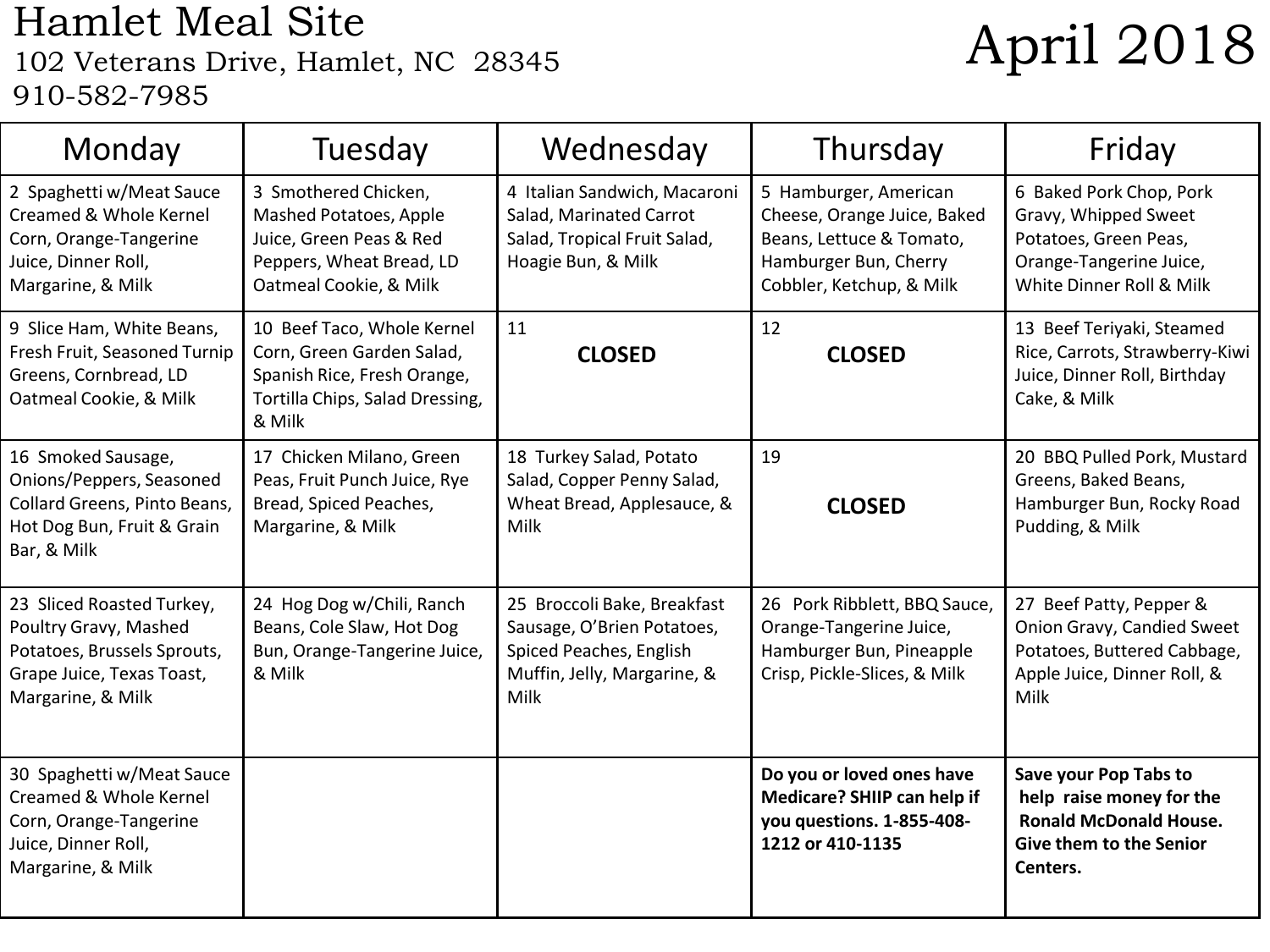# Hamlet Meal Site

102 Veterans Drive, Hamlet, NC 28345
910-582-7985

# April 2018

| Monday | Tuesday | Wednesday | Thursday | Friday |
|---|---|---|---|---|
| 2 Spaghetti w/Meat Sauce Creamed & Whole Kernel Corn, Orange-Tangerine Juice, Dinner Roll, Margarine, & Milk | 3 Smothered Chicken, Mashed Potatoes, Apple Juice, Green Peas & Red Peppers, Wheat Bread, LD Oatmeal Cookie, & Milk | 4 Italian Sandwich, Macaroni Salad, Marinated Carrot Salad, Tropical Fruit Salad, Hoagie Bun, & Milk | 5 Hamburger, American Cheese, Orange Juice, Baked Beans, Lettuce & Tomato, Hamburger Bun, Cherry Cobbler, Ketchup, & Milk | 6 Baked Pork Chop, Pork Gravy, Whipped Sweet Potatoes, Green Peas, Orange-Tangerine Juice, White Dinner Roll & Milk |
| 9 Slice Ham, White Beans, Fresh Fruit, Seasoned Turnip Greens, Cornbread, LD Oatmeal Cookie, & Milk | 10 Beef Taco, Whole Kernel Corn, Green Garden Salad, Spanish Rice, Fresh Orange, Tortilla Chips, Salad Dressing, & Milk | 11 **CLOSED** | 12 **CLOSED** | 13 Beef Teriyaki, Steamed Rice, Carrots, Strawberry-Kiwi Juice, Dinner Roll, Birthday Cake, & Milk |
| 16 Smoked Sausage, Onions/Peppers, Seasoned Collard Greens, Pinto Beans, Hot Dog Bun, Fruit & Grain Bar, & Milk | 17 Chicken Milano, Green Peas, Fruit Punch Juice, Rye Bread, Spiced Peaches, Margarine, & Milk | 18 Turkey Salad, Potato Salad, Copper Penny Salad, Wheat Bread, Applesauce, & Milk | 19 **CLOSED** | 20 BBQ Pulled Pork, Mustard Greens, Baked Beans, Hamburger Bun, Rocky Road Pudding, & Milk |
| 23 Sliced Roasted Turkey, Poultry Gravy, Mashed Potatoes, Brussels Sprouts, Grape Juice, Texas Toast, Margarine, & Milk | 24 Hog Dog w/Chili, Ranch Beans, Cole Slaw, Hot Dog Bun, Orange-Tangerine Juice, & Milk | 25 Broccoli Bake, Breakfast Sausage, O'Brien Potatoes, Spiced Peaches, English Muffin, Jelly, Margarine, & Milk | 26 Pork Ribblett, BBQ Sauce, Orange-Tangerine Juice, Hamburger Bun, Pineapple Crisp, Pickle-Slices, & Milk | 27 Beef Patty, Pepper & Onion Gravy, Candied Sweet Potatoes, Buttered Cabbage, Apple Juice, Dinner Roll, & Milk |
| 30 Spaghetti w/Meat Sauce Creamed & Whole Kernel Corn, Orange-Tangerine Juice, Dinner Roll, Margarine, & Milk | | | **Do you or loved ones have Medicare? SHIIP can help if you questions. 1-855-408-1212 or 410-1135** | **Save your Pop Tabs to help raise money for the Ronald McDonald House. Give them to the Senior Centers.** |